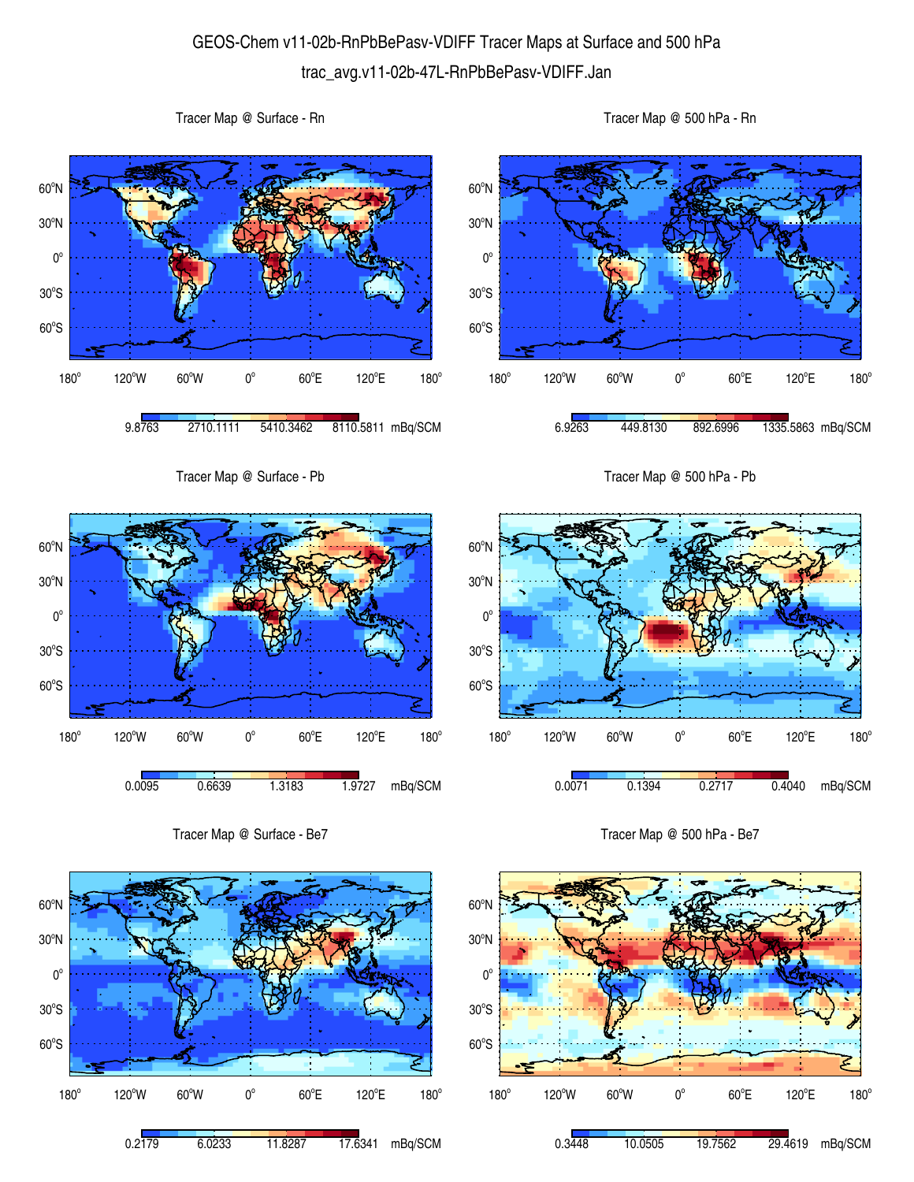# GEOS-Chem v11-02b-RnPbBePasv-VDIFF Tracer Maps at Surface and 500 hPa

trac_avg.v11-02b-47L-RnPbBePasv-VDIFF.Jan

Tracer Map @ Surface - Rn

9.8763 | 2710.1111 | 5410.3462 | 8110.5811 mBq/SCM

Tracer Map @ 500 hPa - Rn

6.9263 | 449.8130 | 892.6996 | 1335.5863 mBq/SCM

Tracer Map @ Surface - Pb

0.0095 | 0.6639 | 1.3183 | 1.9727 mBq/SCM

Tracer Map @ 500 hPa - Pb

0.0071 | 0.1394 | 0.2717 | 0.4040 mBq/SCM

Tracer Map @ Surface - Be7

0.2179 | 6.0233 | 11.8287 | 17.6341 mBq/SCM

Tracer Map @ 500 hPa - Be7

0.3448 | 10.0505 | 19.7562 | 29.4619 mBq/SCM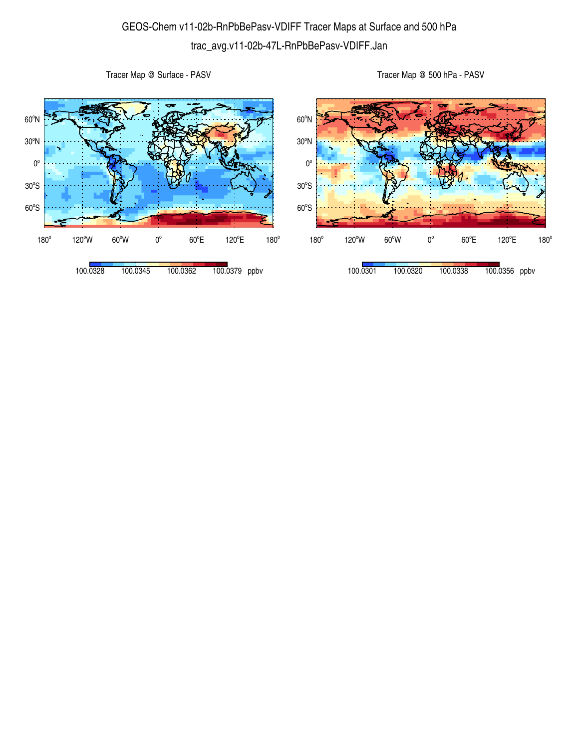GEOS-Chem v11-02b-RnPbBePasv-VDIFF Tracer Maps at Surface and 500 hPa

trac_avg.v11-02b-47L-RnPbBePasv-VDIFF.Jan

Tracer Map @ Surface - PASV

60°N
30°N
0°
30°S
60°S

180° 120°W 60°W 0° 60°E 120°E 180°

100.0328 100.0345 100.0362 100.0379 ppbv

Tracer Map @ 500 hPa - PASV

60°N
30°N
0°
30°S
60°S

180° 120°W 60°W 0° 60°E 120°E 180°

100.0301 100.0320 100.0338 100.0356 ppbv